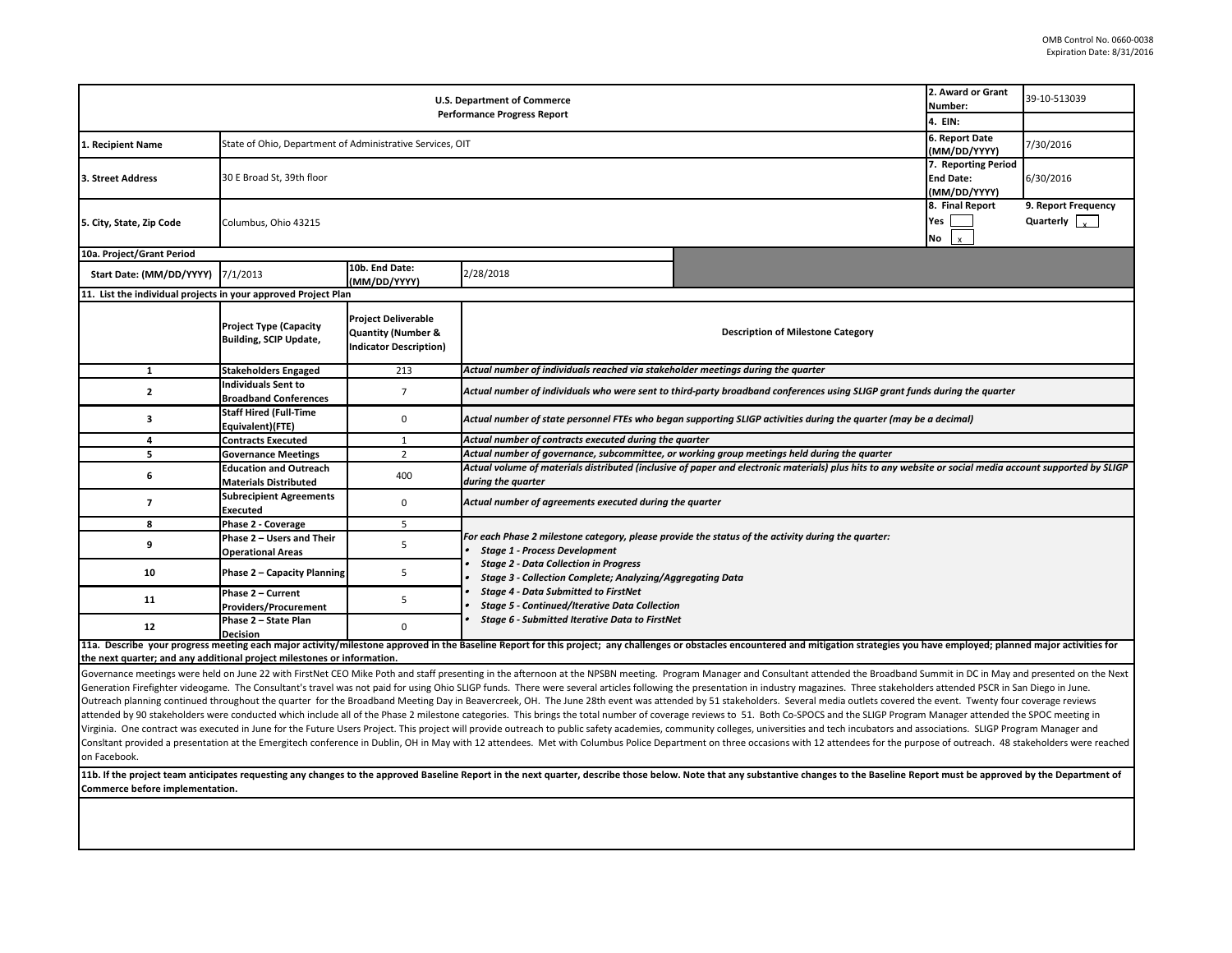OMB Control No. 0660-0038
Expiration Date: 8/31/2016

| U.S. Department of Commerce<br>Performance Progress Report | | | | 2. Award or Grant Number: | 39-10-513039 |
|---|---|---|---|---|---|
| | | | | 4. EIN: | |
| 1. Recipient Name | State of Ohio, Department of Administrative Services, OIT | | | 6. Report Date (MM/DD/YYYY) | 7/30/2016 |
| 3. Street Address | 30 E Broad St, 39th floor | | | 7. Reporting Period End Date: (MM/DD/YYYY) | 6/30/2016 |
| 5. City, State, Zip Code | Columbus, Ohio 43215 | | | 8. Final Report<br>Yes [ ]<br>No [x] | 9. Report Frequency<br>Quarterly [x] |
| 10a. Project/Grant Period | | | | | |
| Start Date: (MM/DD/YYYY) | 7/1/2013 | 10b. End Date: (MM/DD/YYYY) | 2/28/2018 | | |

**11. List the individual projects in your approved Project Plan**

| | Project Type (Capacity Building, SCIP Update, | Project Deliverable Quantity (Number & Indicator Description) | Description of Milestone Category |
|---|---|---|---|
| 1 | Stakeholders Engaged | 213 | *Actual number of individuals reached via stakeholder meetings during the quarter* |
| 2 | Individuals Sent to Broadband Conferences | 7 | *Actual number of individuals who were sent to third-party broadband conferences using SLIGP grant funds during the quarter* |
| 3 | Staff Hired (Full-Time Equivalent)(FTE) | 0 | *Actual number of state personnel FTEs who began supporting SLIGP activities during the quarter (may be a decimal)* |
| 4 | Contracts Executed | 1 | *Actual number of contracts executed during the quarter* |
| 5 | Governance Meetings | 2 | *Actual number of governance, subcommittee, or working group meetings held during the quarter* |
| 6 | Education and Outreach Materials Distributed | 400 | *Actual volume of materials distributed (inclusive of paper and electronic materials) plus hits to any website or social media account supported by SLIGP during the quarter* |
| 7 | Subrecipient Agreements Executed | 0 | *Actual number of agreements executed during the quarter* |
| 8 | Phase 2 - Coverage | 5 | *For each Phase 2 milestone category, please provide the status of the activity during the quarter:*<br>• *Stage 1 - Process Development*<br>• *Stage 2 - Data Collection in Progress*<br>• *Stage 3 - Collection Complete; Analyzing/Aggregating Data*<br>• *Stage 4 - Data Submitted to FirstNet*<br>• *Stage 5 - Continued/Iterative Data Collection*<br>• *Stage 6 - Submitted Iterative Data to FirstNet* |
| 9 | Phase 2 – Users and Their Operational Areas | 5 | |
| 10 | Phase 2 – Capacity Planning | 5 | |
| 11 | Phase 2 – Current Providers/Procurement | 5 | |
| 12 | Phase 2 – State Plan Decision | 0 | |

**11a. Describe your progress meeting each major activity/milestone approved in the Baseline Report for this project; any challenges or obstacles encountered and mitigation strategies you have employed; planned major activities for the next quarter; and any additional project milestones or information.**

Governance meetings were held on June 22 with FirstNet CEO Mike Poth and staff presenting in the afternoon at the NPSBN meeting. Program Manager and Consultant attended the Broadband Summit in DC in May and presented on the Next Generation Firefighter videogame. The Consultant's travel was not paid for using Ohio SLIGP funds. There were several articles following the presentation in industry magazines. Three stakeholders attended PSCR in San Diego in June. Outreach planning continued throughout the quarter for the Broadband Meeting Day in Beavercreek, OH. The June 28th event was attended by 51 stakeholders. Several media outlets covered the event. Twenty four coverage reviews attended by 90 stakeholders were conducted which include all of the Phase 2 milestone categories. This brings the total number of coverage reviews to 51. Both Co-SPOCS and the SLIGP Program Manager attended the SPOC meeting in Virginia. One contract was executed in June for the Future Users Project. This project will provide outreach to public safety academies, community colleges, universities and tech incubators and associations. SLIGP Program Manager and Consltant provided a presentation at the Emergitech conference in Dublin, OH in May with 12 attendees. Met with Columbus Police Department on three occasions with 12 attendees for the purpose of outreach. 48 stakeholders were reached on Facebook.

**11b. If the project team anticipates requesting any changes to the approved Baseline Report in the next quarter, describe those below. Note that any substantive changes to the Baseline Report must be approved by the Department of Commerce before implementation.**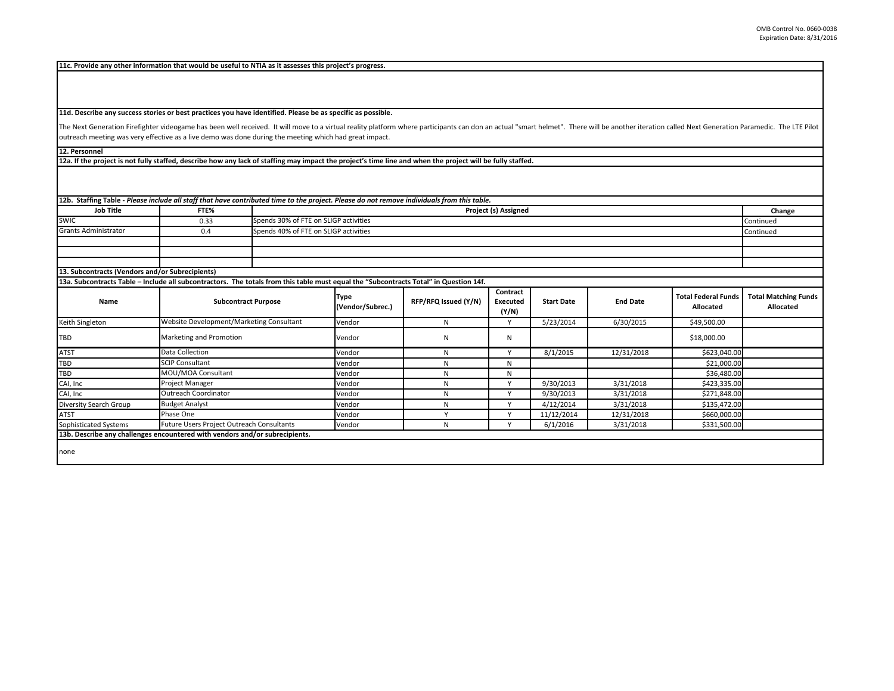**11c. Provide any other information that would be useful to NTIA as it assesses this project's progress.**

**11d. Describe any success stories or best practices you have identified. Please be as specific as possible.**

The Next Generation Firefighter videogame has been well received. It will move to a virtual reality platform where participants can don an actual "smart helmet". There will be another iteration called Next Generation Paramedic. The LTE Pilot outreach meeting was very effective as a live demo was done during the meeting which had great impact.

**12. Personnel**

**12a. If the project is not fully staffed, describe how any lack of staffing may impact the project's time line and when the project will be fully staffed.**

**12b. Staffing Table -** ***Please include all staff that have contributed time to the project. Please do not remove individuals from this table.***

| Job Title | FTE% | Project (s) Assigned | Change |
|---|---|---|---|
| SWIC | 0.33 | Spends 30% of FTE on SLIGP activities | Continued |
| Grants Administrator | 0.4 | Spends 40% of FTE on SLIGP activities | Continued |
| | | | |
| | | | |
| | | | |

**13. Subcontracts (Vendors and/or Subrecipients)**

**13a. Subcontracts Table – Include all subcontractors. The totals from this table must equal the "Subcontracts Total" in Question 14f.**

| Name | Subcontract Purpose | Type (Vendor/Subrec.) | RFP/RFQ Issued (Y/N) | Contract Executed (Y/N) | Start Date | End Date | Total Federal Funds Allocated | Total Matching Funds Allocated |
|---|---|---|---|---|---|---|---|---|
| Keith Singleton | Website Development/Marketing Consultant | Vendor | N | Y | 5/23/2014 | 6/30/2015 | $49,500.00 | |
| TBD | Marketing and Promotion | Vendor | N | N | | | $18,000.00 | |
| ATST | Data Collection | Vendor | N | Y | 8/1/2015 | 12/31/2018 | $623,040.00 | |
| TBD | SCIP Consultant | Vendor | N | N | | | $21,000.00 | |
| TBD | MOU/MOA Consultant | Vendor | N | N | | | $36,480.00 | |
| CAI, Inc | Project Manager | Vendor | N | Y | 9/30/2013 | 3/31/2018 | $423,335.00 | |
| CAI, Inc | Outreach Coordinator | Vendor | N | Y | 9/30/2013 | 3/31/2018 | $271,848.00 | |
| Diversity Search Group | Budget Analyst | Vendor | N | Y | 4/12/2014 | 3/31/2018 | $135,472.00 | |
| ATST | Phase One | Vendor | Y | Y | 11/12/2014 | 12/31/2018 | $660,000.00 | |
| Sophisticated Systems | Future Users Project Outreach Consultants | Vendor | N | Y | 6/1/2016 | 3/31/2018 | $331,500.00 | |

**13b. Describe any challenges encountered with vendors and/or subrecipients.**

none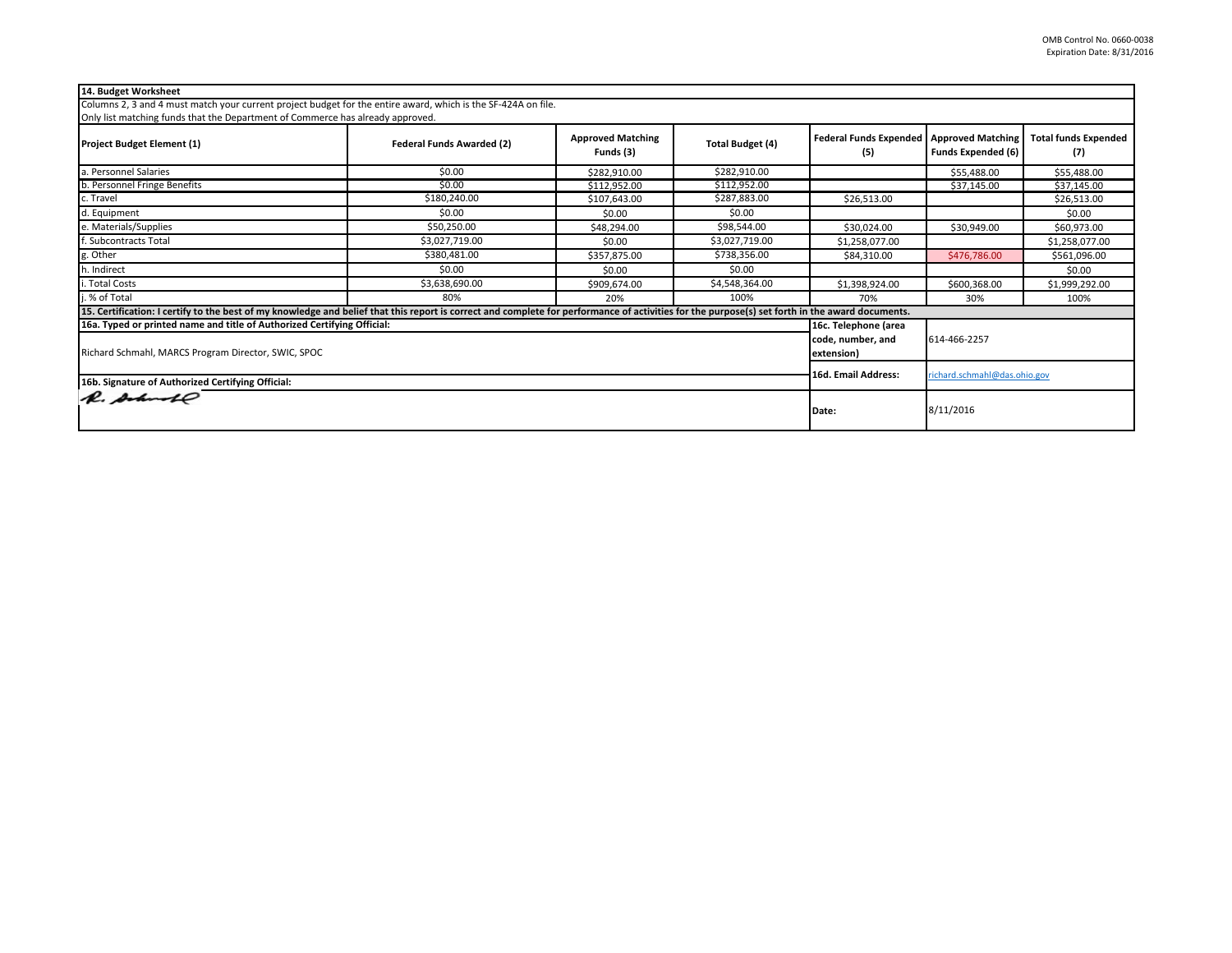OMB Control No. 0660-0038
Expiration Date: 8/31/2016

**14. Budget Worksheet**

Columns 2, 3 and 4 must match your current project budget for the entire award, which is the SF-424A on file.
Only list matching funds that the Department of Commerce has already approved.

| Project Budget Element (1) | Federal Funds Awarded (2) | Approved Matching Funds (3) | Total Budget (4) | Federal Funds Expended (5) | Approved Matching Funds Expended (6) | Total funds Expended (7) |
|---|---|---|---|---|---|---|
| a. Personnel Salaries | $0.00 | $282,910.00 | $282,910.00 | | $55,488.00 | $55,488.00 |
| b. Personnel Fringe Benefits | $0.00 | $112,952.00 | $112,952.00 | | $37,145.00 | $37,145.00 |
| c. Travel | $180,240.00 | $107,643.00 | $287,883.00 | $26,513.00 | | $26,513.00 |
| d. Equipment | $0.00 | $0.00 | $0.00 | | | $0.00 |
| e. Materials/Supplies | $50,250.00 | $48,294.00 | $98,544.00 | $30,024.00 | $30,949.00 | $60,973.00 |
| f. Subcontracts Total | $3,027,719.00 | $0.00 | $3,027,719.00 | $1,258,077.00 | | $1,258,077.00 |
| g. Other | $380,481.00 | $357,875.00 | $738,356.00 | $84,310.00 | $476,786.00 | $561,096.00 |
| h. Indirect | $0.00 | $0.00 | $0.00 | | | $0.00 |
| i. Total Costs | $3,638,690.00 | $909,674.00 | $4,548,364.00 | $1,398,924.00 | $600,368.00 | $1,999,292.00 |
| j. % of Total | 80% | 20% | 100% | 70% | 30% | 100% |

**15. Certification: I certify to the best of my knowledge and belief that this report is correct and complete for performance of activities for the purpose(s) set forth in the award documents.**

| | | |
|---|---|---|
| **16a. Typed or printed name and title of Authorized Certifying Official:** Richard Schmahl, MARCS Program Director, SWIC, SPOC | **16c. Telephone (area code, number, and extension)** | 614-466-2257 |
| **16b. Signature of Authorized Certifying Official:** R. Schmahl | **16d. Email Address:** | richard.schmahl@das.ohio.gov |
| | **Date:** | 8/11/2016 |